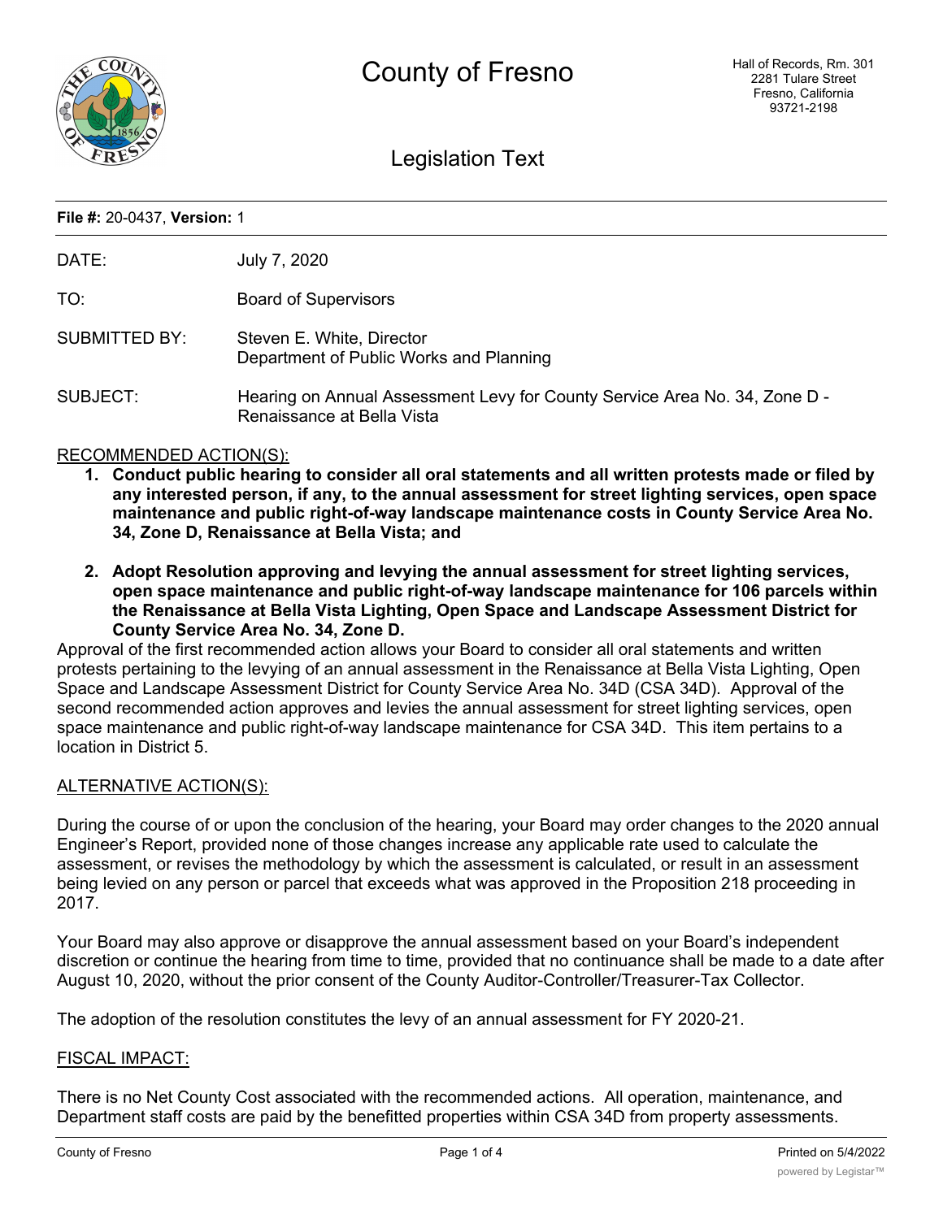# County of Fresno

Hall of Records, Rm. 301
2281 Tulare Street
Fresno, California
93721-2198

## Legislation Text

**File #:** 20-0437, **Version:** 1

| | |
|---|---|
| DATE: | July 7, 2020 |
| TO: | Board of Supervisors |
| SUBMITTED BY: | Steven E. White, Director<br>Department of Public Works and Planning |
| SUBJECT: | Hearing on Annual Assessment Levy for County Service Area No. 34, Zone D - Renaissance at Bella Vista |

RECOMMENDED ACTION(S):

1. **Conduct public hearing to consider all oral statements and all written protests made or filed by any interested person, if any, to the annual assessment for street lighting services, open space maintenance and public right-of-way landscape maintenance costs in County Service Area No. 34, Zone D, Renaissance at Bella Vista; and**

2. **Adopt Resolution approving and levying the annual assessment for street lighting services, open space maintenance and public right-of-way landscape maintenance for 106 parcels within the Renaissance at Bella Vista Lighting, Open Space and Landscape Assessment District for County Service Area No. 34, Zone D.**

Approval of the first recommended action allows your Board to consider all oral statements and written protests pertaining to the levying of an annual assessment in the Renaissance at Bella Vista Lighting, Open Space and Landscape Assessment District for County Service Area No. 34D (CSA 34D). Approval of the second recommended action approves and levies the annual assessment for street lighting services, open space maintenance and public right-of-way landscape maintenance for CSA 34D. This item pertains to a location in District 5.

ALTERNATIVE ACTION(S):

During the course of or upon the conclusion of the hearing, your Board may order changes to the 2020 annual Engineer's Report, provided none of those changes increase any applicable rate used to calculate the assessment, or revises the methodology by which the assessment is calculated, or result in an assessment being levied on any person or parcel that exceeds what was approved in the Proposition 218 proceeding in 2017.

Your Board may also approve or disapprove the annual assessment based on your Board's independent discretion or continue the hearing from time to time, provided that no continuance shall be made to a date after August 10, 2020, without the prior consent of the County Auditor-Controller/Treasurer-Tax Collector.

The adoption of the resolution constitutes the levy of an annual assessment for FY 2020-21.

FISCAL IMPACT:

There is no Net County Cost associated with the recommended actions. All operation, maintenance, and Department staff costs are paid by the benefitted properties within CSA 34D from property assessments.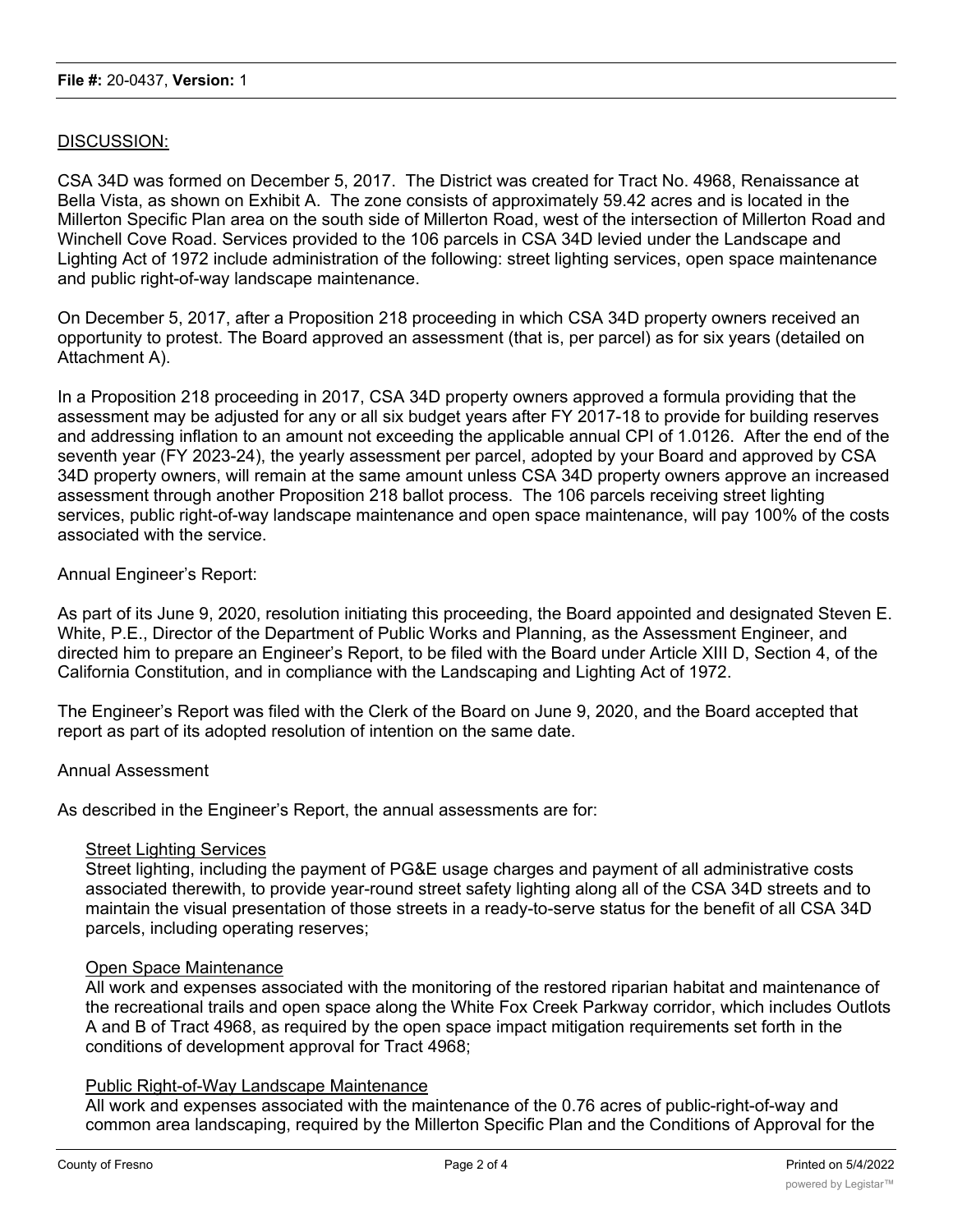**File #:** 20-0437, **Version:** 1

DISCUSSION:

CSA 34D was formed on December 5, 2017. The District was created for Tract No. 4968, Renaissance at Bella Vista, as shown on Exhibit A. The zone consists of approximately 59.42 acres and is located in the Millerton Specific Plan area on the south side of Millerton Road, west of the intersection of Millerton Road and Winchell Cove Road. Services provided to the 106 parcels in CSA 34D levied under the Landscape and Lighting Act of 1972 include administration of the following: street lighting services, open space maintenance and public right-of-way landscape maintenance.

On December 5, 2017, after a Proposition 218 proceeding in which CSA 34D property owners received an opportunity to protest. The Board approved an assessment (that is, per parcel) as for six years (detailed on Attachment A).

In a Proposition 218 proceeding in 2017, CSA 34D property owners approved a formula providing that the assessment may be adjusted for any or all six budget years after FY 2017-18 to provide for building reserves and addressing inflation to an amount not exceeding the applicable annual CPI of 1.0126. After the end of the seventh year (FY 2023-24), the yearly assessment per parcel, adopted by your Board and approved by CSA 34D property owners, will remain at the same amount unless CSA 34D property owners approve an increased assessment through another Proposition 218 ballot process. The 106 parcels receiving street lighting services, public right-of-way landscape maintenance and open space maintenance, will pay 100% of the costs associated with the service.

Annual Engineer's Report:

As part of its June 9, 2020, resolution initiating this proceeding, the Board appointed and designated Steven E. White, P.E., Director of the Department of Public Works and Planning, as the Assessment Engineer, and directed him to prepare an Engineer's Report, to be filed with the Board under Article XIII D, Section 4, of the California Constitution, and in compliance with the Landscaping and Lighting Act of 1972.

The Engineer's Report was filed with the Clerk of the Board on June 9, 2020, and the Board accepted that report as part of its adopted resolution of intention on the same date.

Annual Assessment

As described in the Engineer's Report, the annual assessments are for:

Street Lighting Services
Street lighting, including the payment of PG&E usage charges and payment of all administrative costs associated therewith, to provide year-round street safety lighting along all of the CSA 34D streets and to maintain the visual presentation of those streets in a ready-to-serve status for the benefit of all CSA 34D parcels, including operating reserves;

Open Space Maintenance
All work and expenses associated with the monitoring of the restored riparian habitat and maintenance of the recreational trails and open space along the White Fox Creek Parkway corridor, which includes Outlots A and B of Tract 4968, as required by the open space impact mitigation requirements set forth in the conditions of development approval for Tract 4968;

Public Right-of-Way Landscape Maintenance
All work and expenses associated with the maintenance of the 0.76 acres of public-right-of-way and common area landscaping, required by the Millerton Specific Plan and the Conditions of Approval for the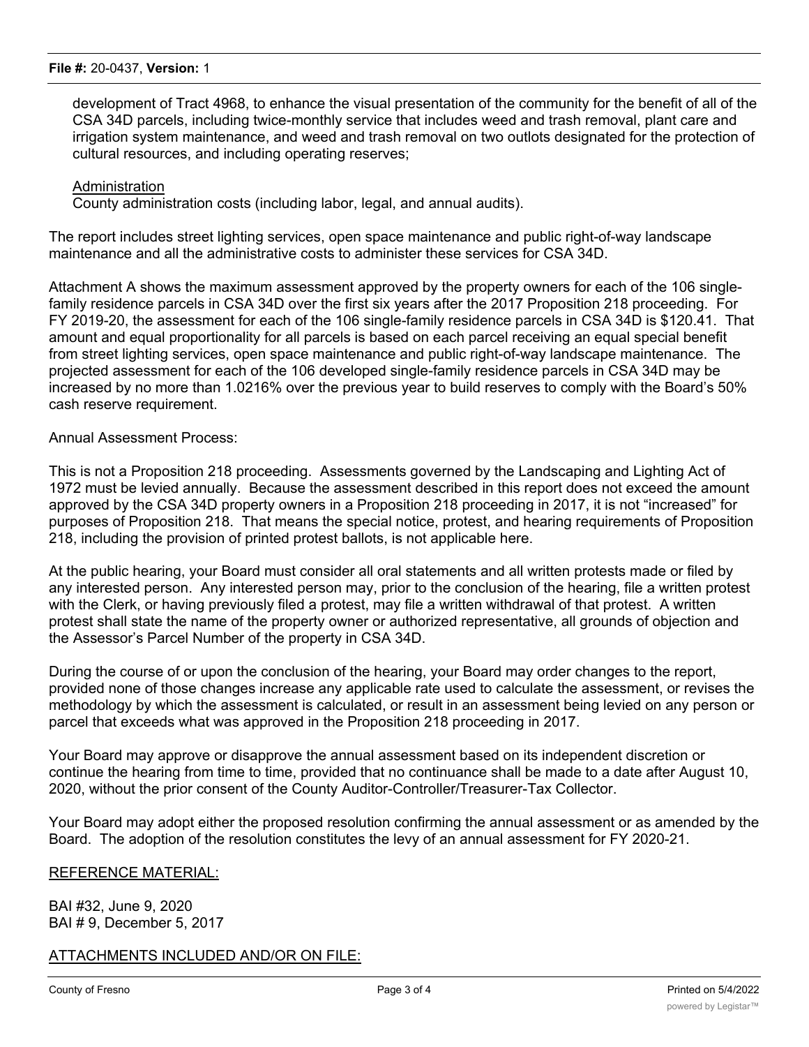development of Tract 4968, to enhance the visual presentation of the community for the benefit of all of the CSA 34D parcels, including twice-monthly service that includes weed and trash removal, plant care and irrigation system maintenance, and weed and trash removal on two outlots designated for the protection of cultural resources, and including operating reserves;

<u>Administration</u>
County administration costs (including labor, legal, and annual audits).

The report includes street lighting services, open space maintenance and public right-of-way landscape maintenance and all the administrative costs to administer these services for CSA 34D.

Attachment A shows the maximum assessment approved by the property owners for each of the 106 single-family residence parcels in CSA 34D over the first six years after the 2017 Proposition 218 proceeding. For FY 2019-20, the assessment for each of the 106 single-family residence parcels in CSA 34D is $120.41. That amount and equal proportionality for all parcels is based on each parcel receiving an equal special benefit from street lighting services, open space maintenance and public right-of-way landscape maintenance. The projected assessment for each of the 106 developed single-family residence parcels in CSA 34D may be increased by no more than 1.0216% over the previous year to build reserves to comply with the Board's 50% cash reserve requirement.

Annual Assessment Process:

This is not a Proposition 218 proceeding. Assessments governed by the Landscaping and Lighting Act of 1972 must be levied annually. Because the assessment described in this report does not exceed the amount approved by the CSA 34D property owners in a Proposition 218 proceeding in 2017, it is not "increased" for purposes of Proposition 218. That means the special notice, protest, and hearing requirements of Proposition 218, including the provision of printed protest ballots, is not applicable here.

At the public hearing, your Board must consider all oral statements and all written protests made or filed by any interested person. Any interested person may, prior to the conclusion of the hearing, file a written protest with the Clerk, or having previously filed a protest, may file a written withdrawal of that protest. A written protest shall state the name of the property owner or authorized representative, all grounds of objection and the Assessor's Parcel Number of the property in CSA 34D.

During the course of or upon the conclusion of the hearing, your Board may order changes to the report, provided none of those changes increase any applicable rate used to calculate the assessment, or revises the methodology by which the assessment is calculated, or result in an assessment being levied on any person or parcel that exceeds what was approved in the Proposition 218 proceeding in 2017.

Your Board may approve or disapprove the annual assessment based on its independent discretion or continue the hearing from time to time, provided that no continuance shall be made to a date after August 10, 2020, without the prior consent of the County Auditor-Controller/Treasurer-Tax Collector.

Your Board may adopt either the proposed resolution confirming the annual assessment or as amended by the Board. The adoption of the resolution constitutes the levy of an annual assessment for FY 2020-21.

<u>REFERENCE MATERIAL:</u>

BAI #32, June 9, 2020
BAI # 9, December 5, 2017

<u>ATTACHMENTS INCLUDED AND/OR ON FILE:</u>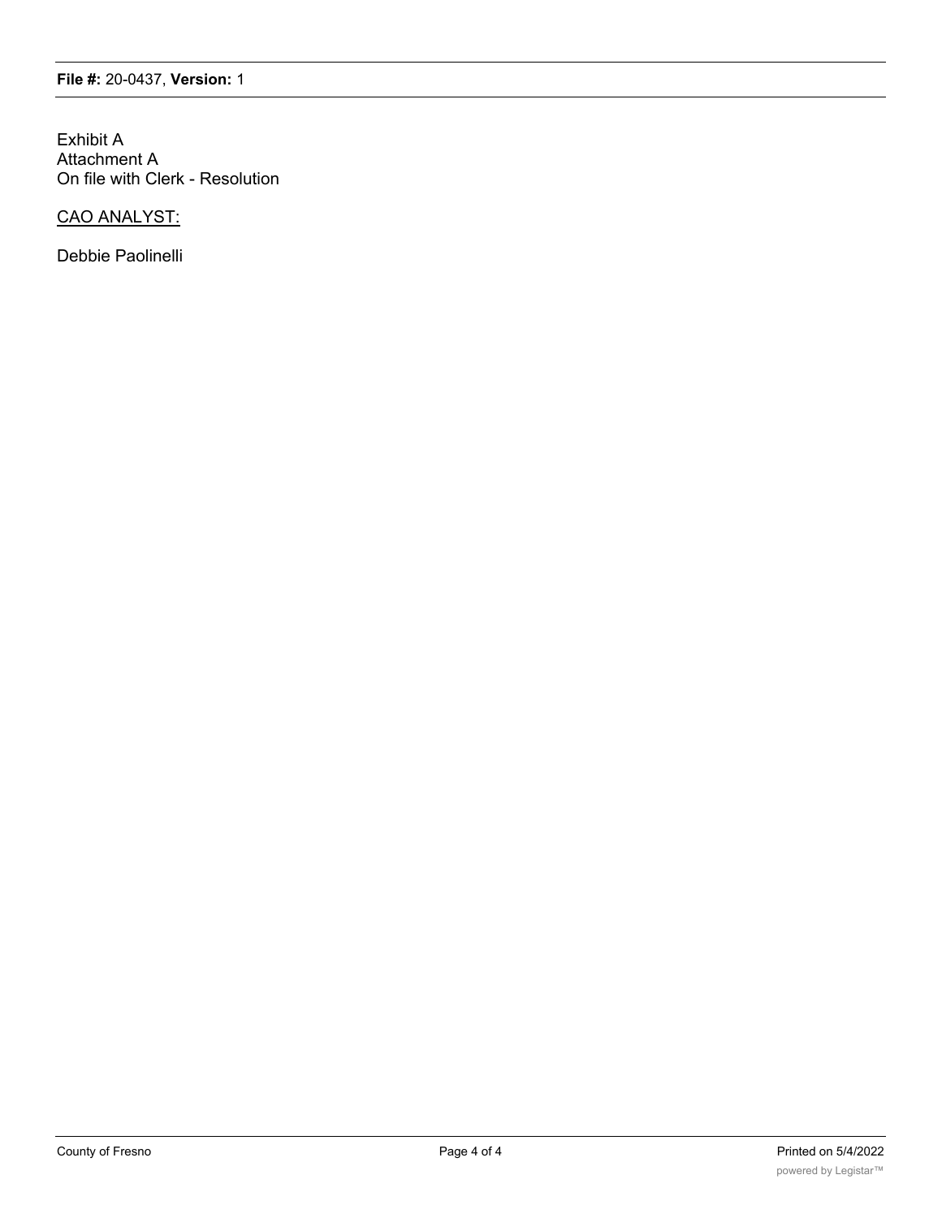Exhibit A
Attachment A
On file with Clerk - Resolution

<u>CAO ANALYST:</u>

Debbie Paolinelli